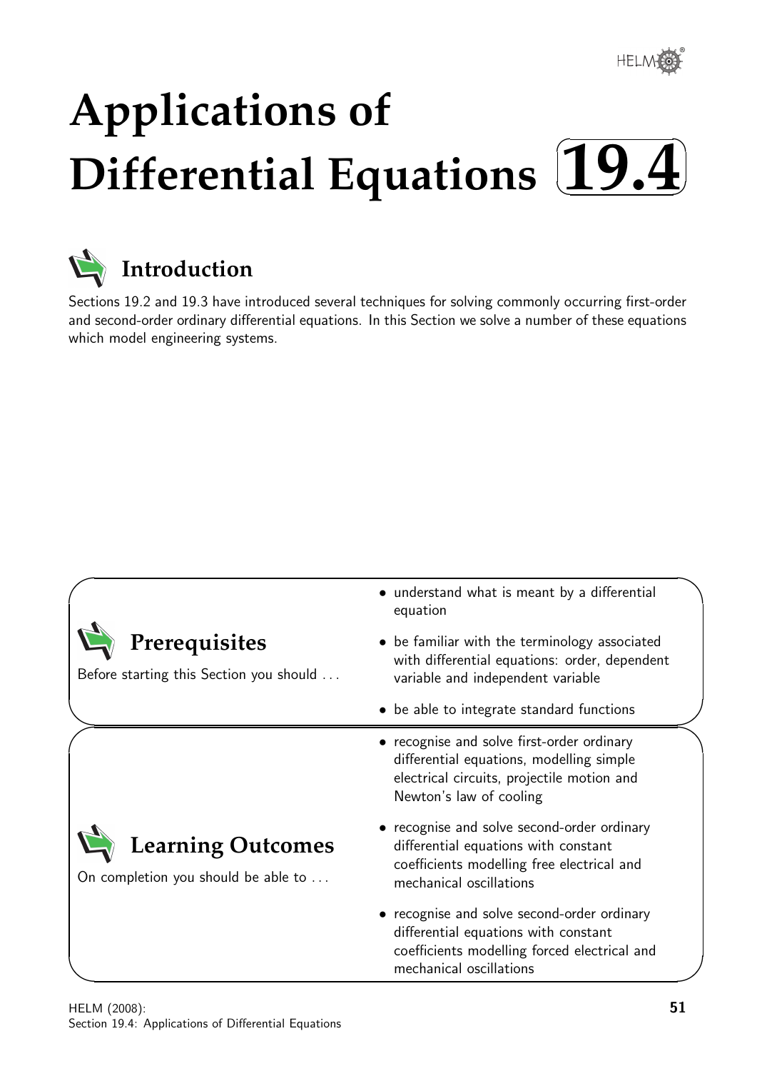# Applications of Differential Equations 19.4

## Introduction

Sections 19.2 and 19.3 have introduced several techniques for solving commonly occurring first-order and second-order ordinary differential equations. In this Section we solve a number of these equations which model engineering systems.

## Prerequisites

Before starting this Section you should ...

- understand what is meant by a differential equation
- be familiar with the terminology associated with differential equations: order, dependent variable and independent variable
- be able to integrate standard functions

## Learning Outcomes

On completion you should be able to ...

- recognise and solve first-order ordinary differential equations, modelling simple electrical circuits, projectile motion and Newton's law of cooling
- recognise and solve second-order ordinary differential equations with constant coefficients modelling free electrical and mechanical oscillations
- recognise and solve second-order ordinary differential equations with constant coefficients modelling forced electrical and mechanical oscillations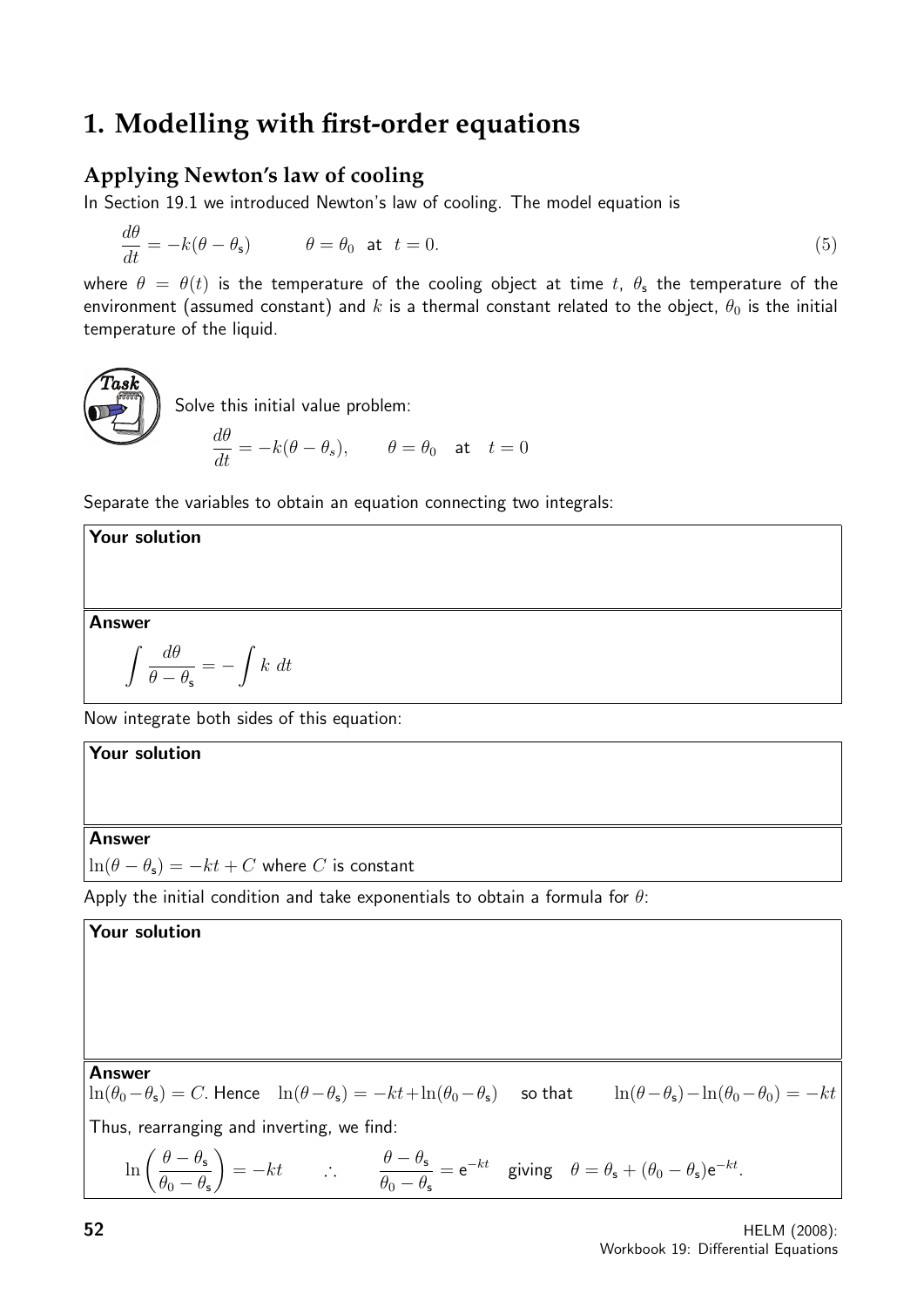# 1. Modelling with first-order equations

## Applying Newton's law of cooling

In Section 19.1 we introduced Newton's law of cooling. The model equation is

$$\frac{d\theta}{dt} = -k(\theta - \theta_\mathsf{s}) \qquad \theta = \theta_0 \text{ at } t = 0. \tag{5}$$

where $\theta = \theta(t)$ is the temperature of the cooling object at time $t$, $\theta_\mathsf{s}$ the temperature of the environment (assumed constant) and $k$ is a thermal constant related to the object, $\theta_0$ is the initial temperature of the liquid.

**Task**

Solve this initial value problem:

$$\frac{d\theta}{dt} = -k(\theta - \theta_s), \qquad \theta = \theta_0 \quad \text{at} \quad t = 0$$

Separate the variables to obtain an equation connecting two integrals:

**Your solution**

**Answer**

$$\int \frac{d\theta}{\theta - \theta_\mathsf{s}} = -\int k \, dt$$

Now integrate both sides of this equation:

**Your solution**

**Answer**

$\ln(\theta - \theta_\mathsf{s}) = -kt + C$ where $C$ is constant

Apply the initial condition and take exponentials to obtain a formula for $\theta$:

**Your solution**

**Answer**

$\ln(\theta_0 - \theta_\mathsf{s}) = C$. Hence $\ln(\theta - \theta_\mathsf{s}) = -kt + \ln(\theta_0 - \theta_\mathsf{s})$ so that $\ln(\theta - \theta_\mathsf{s}) - \ln(\theta_0 - \theta_0) = -kt$

Thus, rearranging and inverting, we find:

$$\ln\left(\frac{\theta - \theta_\mathsf{s}}{\theta_0 - \theta_\mathsf{s}}\right) = -kt \qquad \therefore \qquad \frac{\theta - \theta_\mathsf{s}}{\theta_0 - \theta_\mathsf{s}} = \mathsf{e}^{-kt} \quad \text{giving} \quad \theta = \theta_\mathsf{s} + (\theta_0 - \theta_\mathsf{s})\mathsf{e}^{-kt}.$$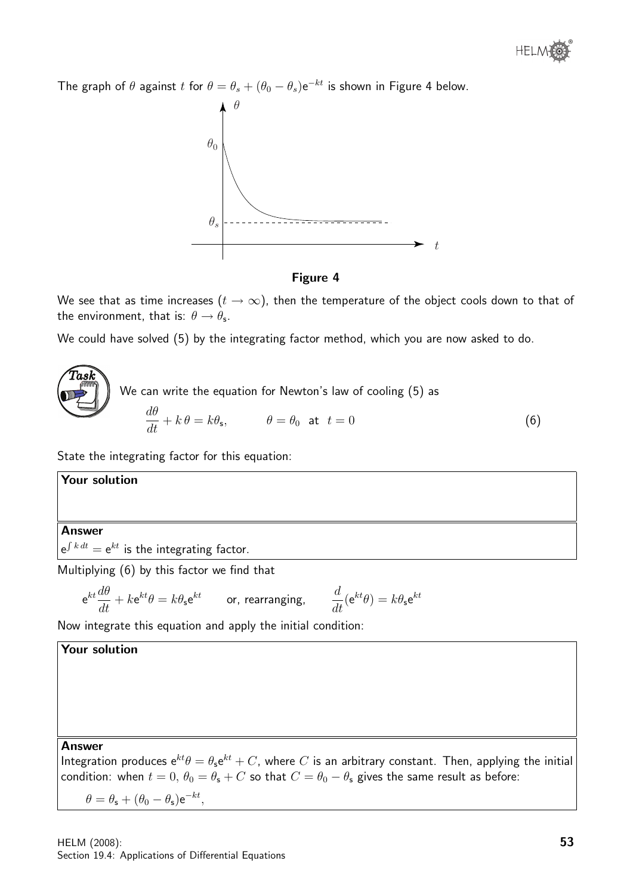The graph of $\theta$ against $t$ for $\theta = \theta_s + (\theta_0 - \theta_s)e^{-kt}$ is shown in Figure 4 below.

**Figure 4**

We see that as time increases ($t \to \infty$), then the temperature of the object cools down to that of the environment, that is: $\theta \to \theta_s$.

We could have solved (5) by the integrating factor method, which you are now asked to do.

**Task**

We can write the equation for Newton's law of cooling (5) as

$$\frac{d\theta}{dt} + k\,\theta = k\theta_s, \qquad \theta = \theta_0 \text{ at } t = 0 \qquad (6)$$

State the integrating factor for this equation:

**Your solution**

**Answer**

$e^{\int k\,dt} = e^{kt}$ is the integrating factor.

Multiplying (6) by this factor we find that

$$e^{kt}\frac{d\theta}{dt} + ke^{kt}\theta = k\theta_s e^{kt} \qquad \text{or, rearranging,} \qquad \frac{d}{dt}(e^{kt}\theta) = k\theta_s e^{kt}$$

Now integrate this equation and apply the initial condition:

**Your solution**

**Answer**

Integration produces $e^{kt}\theta = \theta_s e^{kt} + C$, where $C$ is an arbitrary constant. Then, applying the initial condition: when $t = 0$, $\theta_0 = \theta_s + C$ so that $C = \theta_0 - \theta_s$ gives the same result as before:

$$\theta = \theta_s + (\theta_0 - \theta_s)e^{-kt},$$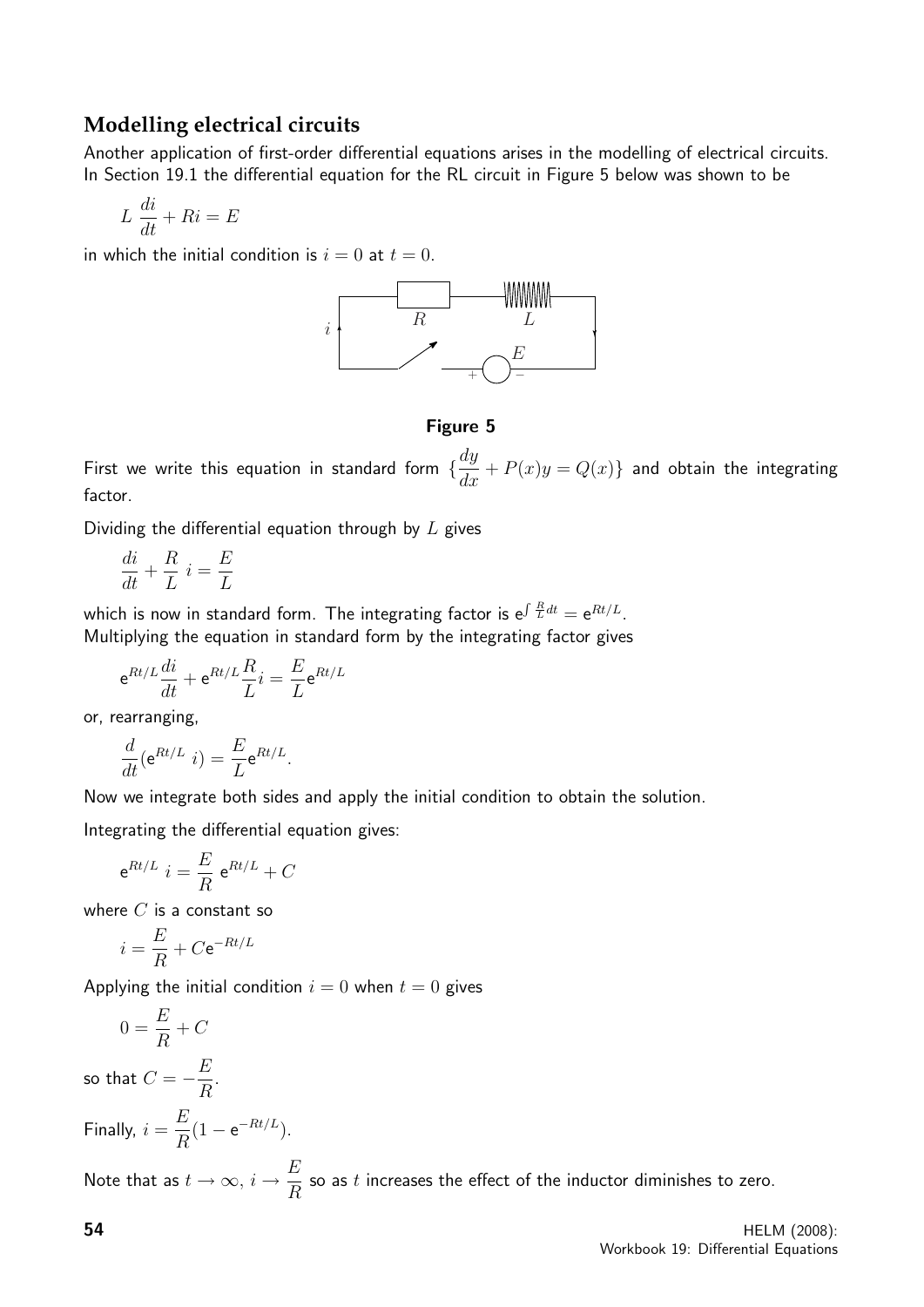## Modelling electrical circuits

Another application of first-order differential equations arises in the modelling of electrical circuits. In Section 19.1 the differential equation for the RL circuit in Figure 5 below was shown to be

$$L\,\frac{di}{dt} + Ri = E$$

in which the initial condition is $i = 0$ at $t = 0$.

**Figure 5**

First we write this equation in standard form $\{\dfrac{dy}{dx} + P(x)y = Q(x)\}$ and obtain the integrating factor.

Dividing the differential equation through by $L$ gives

$$\frac{di}{dt} + \frac{R}{L}\,i = \frac{E}{L}$$

which is now in standard form. The integrating factor is $e^{\int \frac{R}{L}dt} = e^{Rt/L}$.
Multiplying the equation in standard form by the integrating factor gives

$$e^{Rt/L}\frac{di}{dt} + e^{Rt/L}\frac{R}{L}i = \frac{E}{L}e^{Rt/L}$$

or, rearranging,

$$\frac{d}{dt}(e^{Rt/L}\,i) = \frac{E}{L}e^{Rt/L}.$$

Now we integrate both sides and apply the initial condition to obtain the solution.

Integrating the differential equation gives:

$$e^{Rt/L}\,i = \frac{E}{R}\,e^{Rt/L} + C$$

where $C$ is a constant so

$$i = \frac{E}{R} + Ce^{-Rt/L}$$

Applying the initial condition $i = 0$ when $t = 0$ gives

$$0 = \frac{E}{R} + C$$

so that $C = -\dfrac{E}{R}$.

Finally, $i = \dfrac{E}{R}(1 - e^{-Rt/L})$.

Note that as $t \to \infty$, $i \to \dfrac{E}{R}$ so as $t$ increases the effect of the inductor diminishes to zero.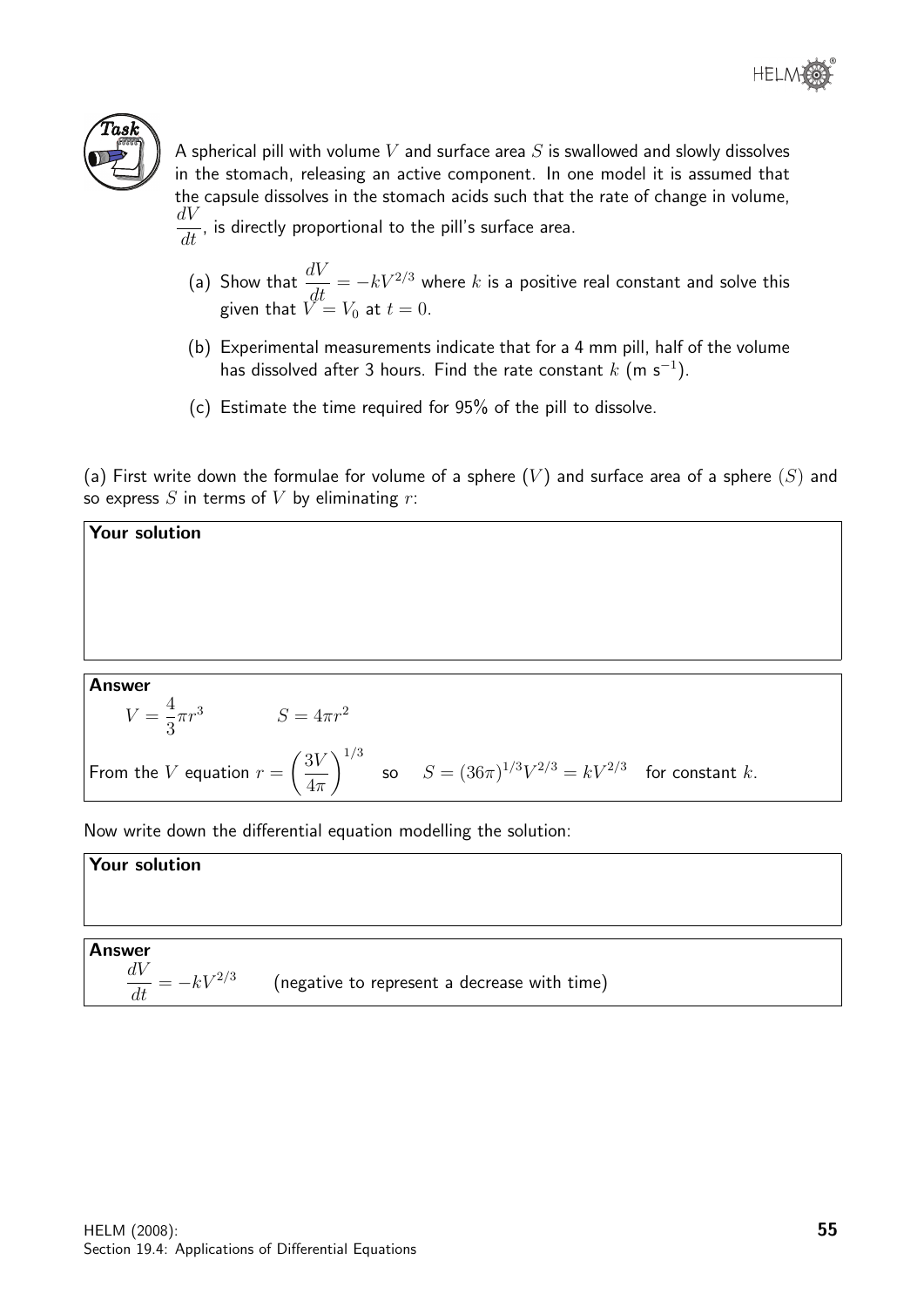**Task**

A spherical pill with volume $V$ and surface area $S$ is swallowed and slowly dissolves in the stomach, releasing an active component. In one model it is assumed that the capsule dissolves in the stomach acids such that the rate of change in volume, $\dfrac{dV}{dt}$, is directly proportional to the pill's surface area.

(a) Show that $\dfrac{dV}{dt} = -kV^{2/3}$ where $k$ is a positive real constant and solve this given that $V = V_0$ at $t = 0$.

(b) Experimental measurements indicate that for a 4 mm pill, half of the volume has dissolved after 3 hours. Find the rate constant $k$ (m s$^{-1}$).

(c) Estimate the time required for 95% of the pill to dissolve.

(a) First write down the formulae for volume of a sphere ($V$) and surface area of a sphere ($S$) and so express $S$ in terms of $V$ by eliminating $r$:

**Your solution**

**Answer**

$$V = \frac{4}{3}\pi r^3 \qquad S = 4\pi r^2$$

From the $V$ equation $r = \left(\dfrac{3V}{4\pi}\right)^{1/3}$ so $S = (36\pi)^{1/3}V^{2/3} = kV^{2/3}$ for constant $k$.

Now write down the differential equation modelling the solution:

**Your solution**

**Answer**

$$\frac{dV}{dt} = -kV^{2/3} \qquad \text{(negative to represent a decrease with time)}$$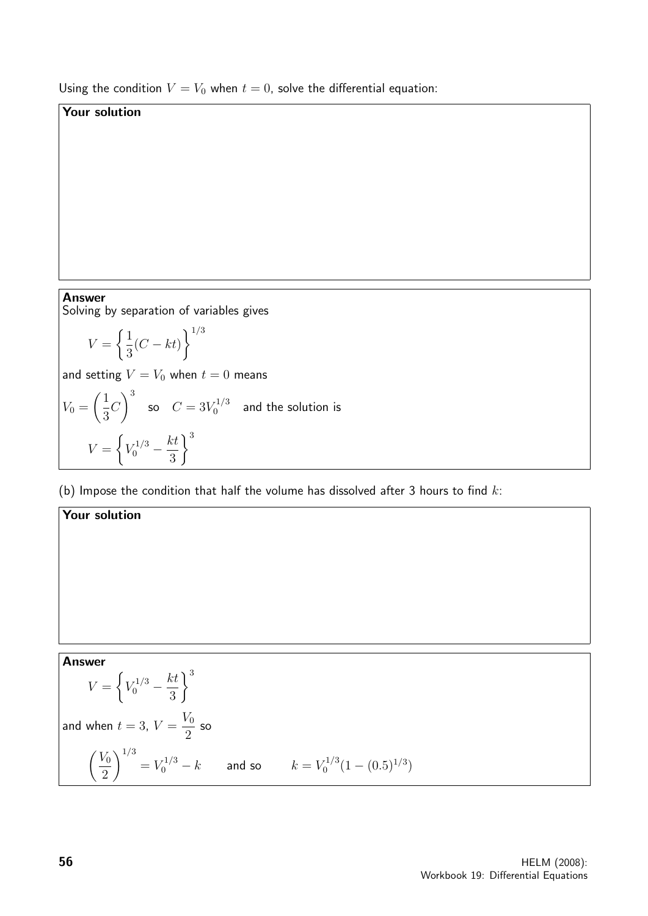Using the condition $V = V_0$ when $t = 0$, solve the differential equation:

**Your solution**

**Answer**

Solving by separation of variables gives

$$V = \left\{\frac{1}{3}(C - kt)\right\}^{1/3}$$

and setting $V = V_0$ when $t = 0$ means

$V_0 = \left(\frac{1}{3}C\right)^3$ so $C = 3V_0^{1/3}$ and the solution is

$$V = \left\{V_0^{1/3} - \frac{kt}{3}\right\}^3$$

(b) Impose the condition that half the volume has dissolved after 3 hours to find $k$:

**Your solution**

**Answer**

$$V = \left\{V_0^{1/3} - \frac{kt}{3}\right\}^3$$

and when $t = 3$, $V = \dfrac{V_0}{2}$ so

$$\left(\frac{V_0}{2}\right)^{1/3} = V_0^{1/3} - k \qquad \text{and so} \qquad k = V_0^{1/3}(1 - (0.5)^{1/3})$$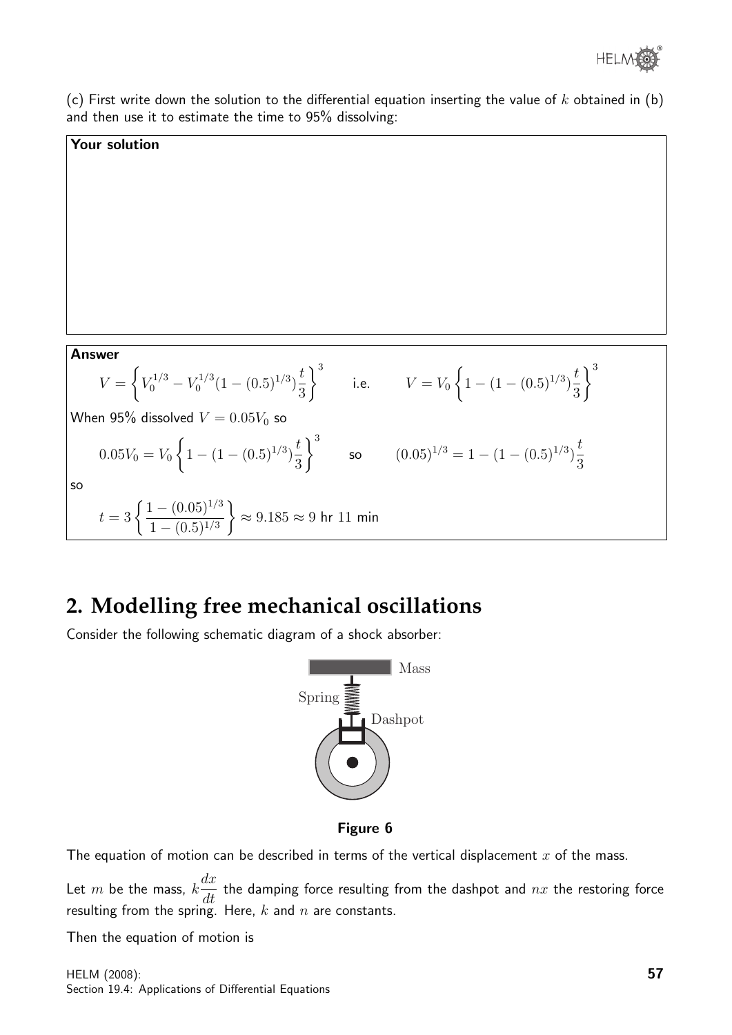(c) First write down the solution to the differential equation inserting the value of $k$ obtained in (b) and then use it to estimate the time to 95% dissolving:

**Your solution**

**Answer**

$$V = \left\{ V_0^{1/3} - V_0^{1/3}(1-(0.5)^{1/3})\frac{t}{3} \right\}^3 \qquad \text{i.e.} \qquad V = V_0 \left\{ 1-(1-(0.5)^{1/3})\frac{t}{3} \right\}^3$$

When 95% dissolved $V = 0.05V_0$ so

$$0.05V_0 = V_0 \left\{ 1-(1-(0.5)^{1/3})\frac{t}{3} \right\}^3 \qquad \text{so} \qquad (0.05)^{1/3} = 1-(1-(0.5)^{1/3})\frac{t}{3}$$

so

$$t = 3\left\{ \frac{1-(0.05)^{1/3}}{1-(0.5)^{1/3}} \right\} \approx 9.185 \approx 9 \text{ hr } 11 \text{ min}$$

## 2. Modelling free mechanical oscillations

Consider the following schematic diagram of a shock absorber:

Mass

Spring

Dashpot

**Figure 6**

The equation of motion can be described in terms of the vertical displacement $x$ of the mass.

Let $m$ be the mass, $k\dfrac{dx}{dt}$ the damping force resulting from the dashpot and $nx$ the restoring force resulting from the spring. Here, $k$ and $n$ are constants.

Then the equation of motion is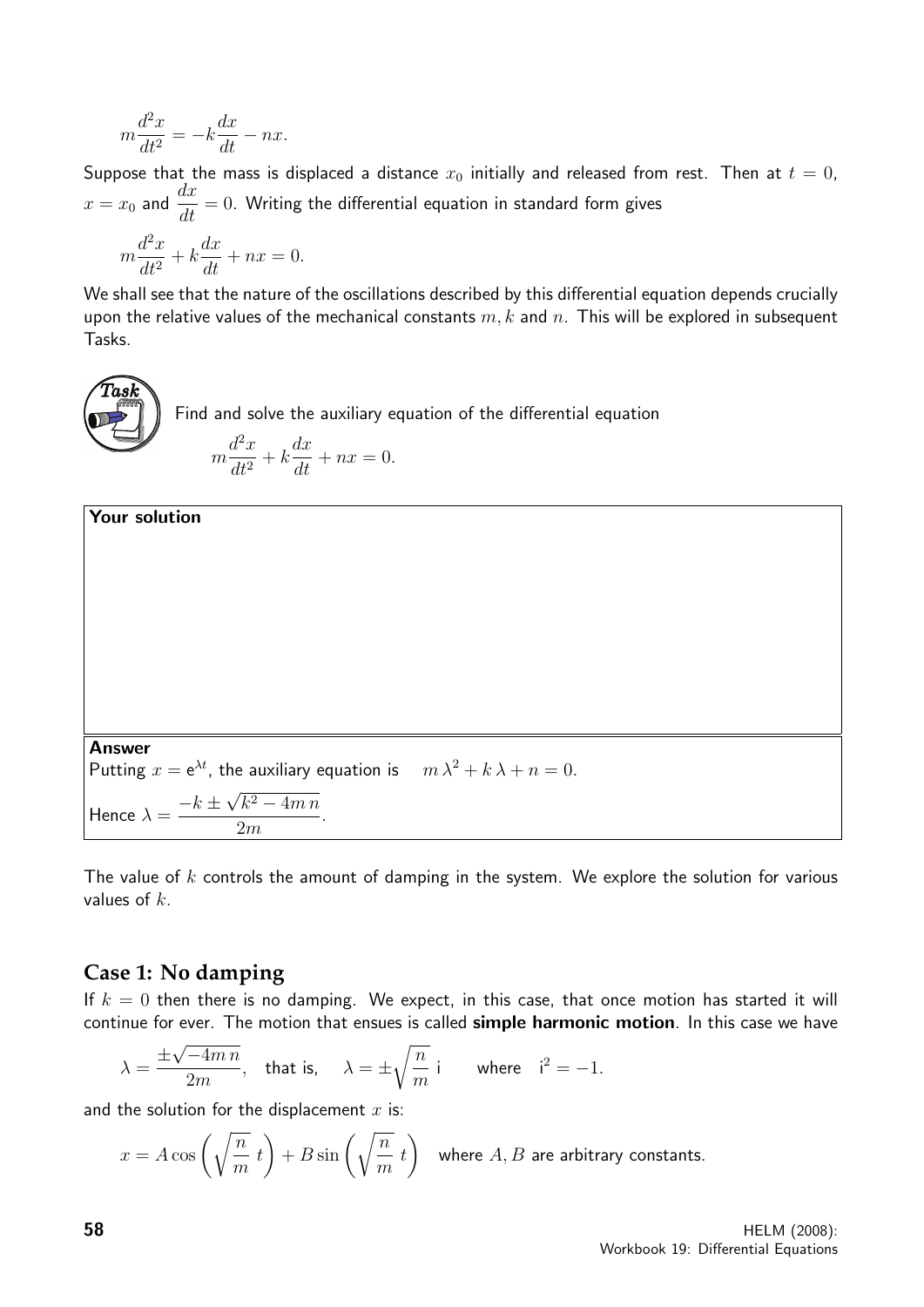$$m\frac{d^2x}{dt^2} = -k\frac{dx}{dt} - nx.$$

Suppose that the mass is displaced a distance $x_0$ initially and released from rest. Then at $t = 0$, $x = x_0$ and $\dfrac{dx}{dt} = 0$. Writing the differential equation in standard form gives

$$m\frac{d^2x}{dt^2} + k\frac{dx}{dt} + nx = 0.$$

We shall see that the nature of the oscillations described by this differential equation depends crucially upon the relative values of the mechanical constants $m, k$ and $n$. This will be explored in subsequent Tasks.

**Task**

Find and solve the auxiliary equation of the differential equation

$$m\frac{d^2x}{dt^2} + k\frac{dx}{dt} + nx = 0.$$

**Your solution**

**Answer**

Putting $x = e^{\lambda t}$, the auxiliary equation is $\quad m\,\lambda^2 + k\,\lambda + n = 0.$

Hence $\lambda = \dfrac{-k \pm \sqrt{k^2 - 4m\,n}}{2m}$.

The value of $k$ controls the amount of damping in the system. We explore the solution for various values of $k$.

## Case 1: No damping

If $k = 0$ then there is no damping. We expect, in this case, that once motion has started it will continue for ever. The motion that ensues is called **simple harmonic motion**. In this case we have

$$\lambda = \frac{\pm\sqrt{-4m\,n}}{2m}, \quad \text{that is,} \quad \lambda = \pm\sqrt{\frac{n}{m}}\;\mathrm{i} \qquad \text{where} \quad \mathrm{i}^2 = -1.$$

and the solution for the displacement $x$ is:

$$x = A\cos\left(\sqrt{\frac{n}{m}}\;t\right) + B\sin\left(\sqrt{\frac{n}{m}}\;t\right) \quad \text{where } A, B \text{ are arbitrary constants.}$$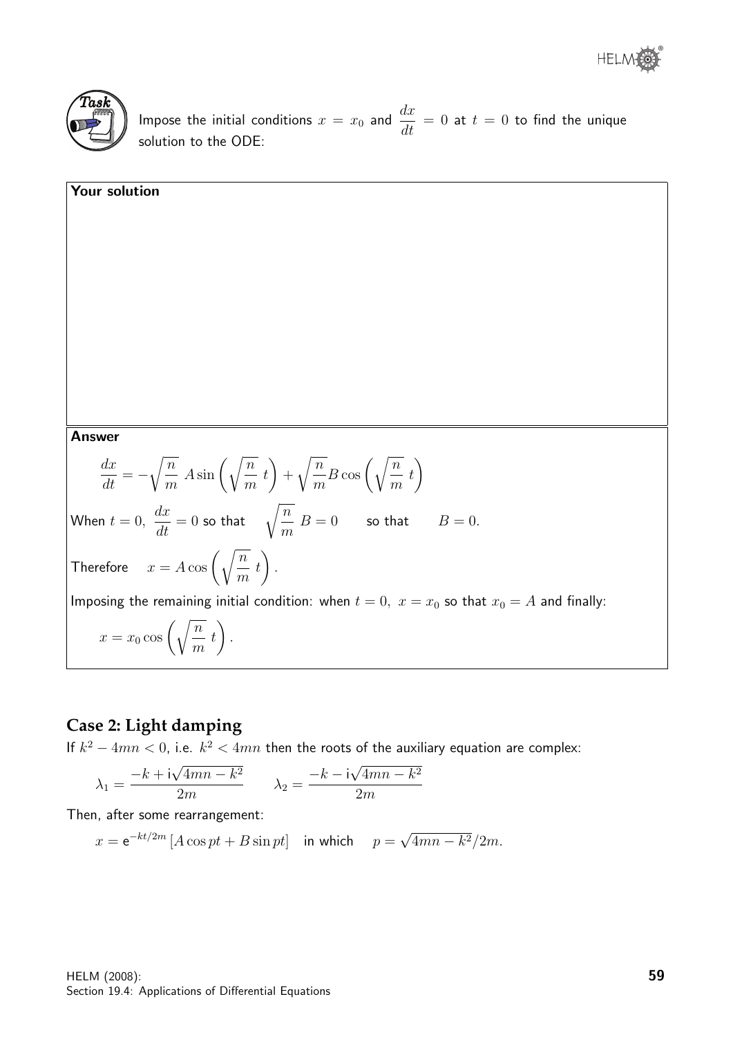**Task**

Impose the initial conditions $x = x_0$ and $\dfrac{dx}{dt} = 0$ at $t = 0$ to find the unique solution to the ODE:

**Your solution**

**Answer**

$$\frac{dx}{dt} = -\sqrt{\frac{n}{m}}\ A\sin\left(\sqrt{\frac{n}{m}}\ t\right) + \sqrt{\frac{n}{m}}B\cos\left(\sqrt{\frac{n}{m}}\ t\right)$$

When $t = 0,\ \dfrac{dx}{dt} = 0$ so that $\quad \sqrt{\dfrac{n}{m}}\ B = 0 \qquad$ so that $\qquad B = 0.$

Therefore $\quad x = A\cos\left(\sqrt{\dfrac{n}{m}}\ t\right).$

Imposing the remaining initial condition: when $t = 0,\ x = x_0$ so that $x_0 = A$ and finally:

$$x = x_0\cos\left(\sqrt{\frac{n}{m}}\ t\right).$$

## Case 2: Light damping

If $k^2 - 4mn < 0$, i.e. $k^2 < 4mn$ then the roots of the auxiliary equation are complex:

$$\lambda_1 = \frac{-k + \mathrm{i}\sqrt{4mn - k^2}}{2m} \qquad \lambda_2 = \frac{-k - \mathrm{i}\sqrt{4mn - k^2}}{2m}$$

Then, after some rearrangement:

$$x = \mathrm{e}^{-kt/2m}\left[A\cos pt + B\sin pt\right] \quad \text{in which} \quad p = \sqrt{4mn - k^2}/2m.$$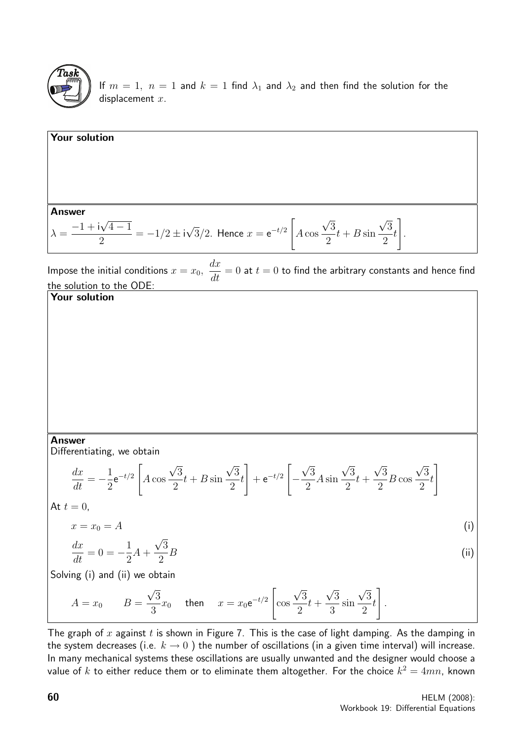**Task**

If $m = 1$, $n = 1$ and $k = 1$ find $\lambda_1$ and $\lambda_2$ and then find the solution for the displacement $x$.

**Your solution**

**Answer**

$\lambda = \dfrac{-1 + \mathrm{i}\sqrt{4-1}}{2} = -1/2 \pm \mathrm{i}\sqrt{3}/2$. Hence $x = \mathrm{e}^{-t/2}\left[A\cos\dfrac{\sqrt{3}}{2}t + B\sin\dfrac{\sqrt{3}}{2}t\right]$.

Impose the initial conditions $x = x_0$, $\dfrac{dx}{dt} = 0$ at $t = 0$ to find the arbitrary constants and hence find the solution to the ODE:

**Your solution**

**Answer**

Differentiating, we obtain

$$\frac{dx}{dt} = -\frac{1}{2}\mathrm{e}^{-t/2}\left[A\cos\frac{\sqrt{3}}{2}t + B\sin\frac{\sqrt{3}}{2}t\right] + \mathrm{e}^{-t/2}\left[-\frac{\sqrt{3}}{2}A\sin\frac{\sqrt{3}}{2}t + \frac{\sqrt{3}}{2}B\cos\frac{\sqrt{3}}{2}t\right]$$

At $t = 0$,

$$x = x_0 = A \qquad \text{(i)}$$

$$\frac{dx}{dt} = 0 = -\frac{1}{2}A + \frac{\sqrt{3}}{2}B \qquad \text{(ii)}$$

Solving (i) and (ii) we obtain

$$A = x_0 \qquad B = \frac{\sqrt{3}}{3}x_0 \qquad \text{then} \qquad x = x_0\mathrm{e}^{-t/2}\left[\cos\frac{\sqrt{3}}{2}t + \frac{\sqrt{3}}{3}\sin\frac{\sqrt{3}}{2}t\right].$$

The graph of $x$ against $t$ is shown in Figure 7. This is the case of light damping. As the damping in the system decreases (i.e. $k \to 0$ ) the number of oscillations (in a given time interval) will increase. In many mechanical systems these oscillations are usually unwanted and the designer would choose a value of $k$ to either reduce them or to eliminate them altogether. For the choice $k^2 = 4mn$, known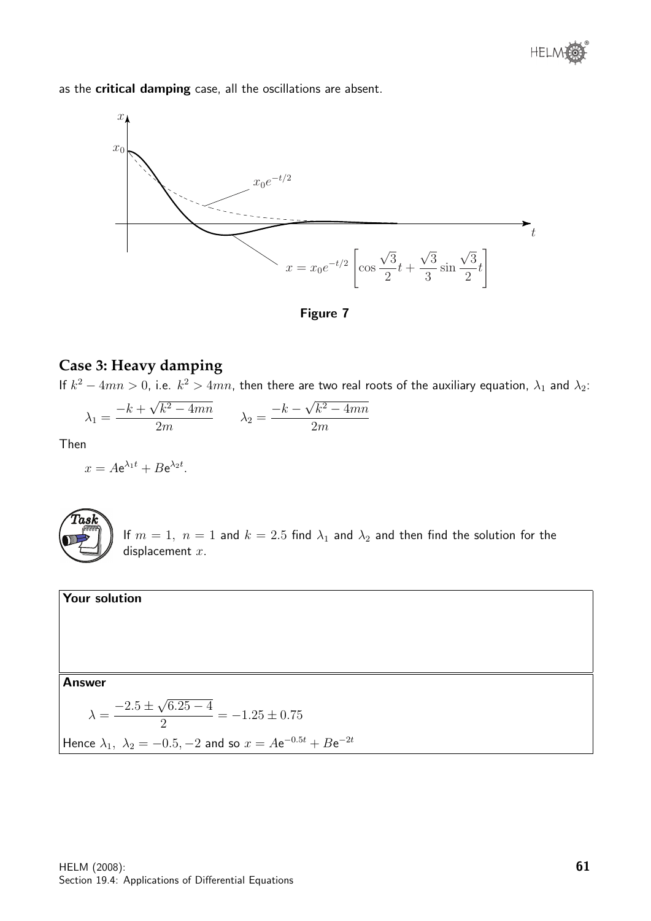as the **critical damping** case, all the oscillations are absent.

**Figure 7**

## Case 3: Heavy damping

If $k^2 - 4mn > 0$, i.e. $k^2 > 4mn$, then there are two real roots of the auxiliary equation, $\lambda_1$ and $\lambda_2$:

$$\lambda_1 = \frac{-k + \sqrt{k^2 - 4mn}}{2m} \qquad \lambda_2 = \frac{-k - \sqrt{k^2 - 4mn}}{2m}$$

Then

$$x = A\mathrm{e}^{\lambda_1 t} + B\mathrm{e}^{\lambda_2 t}.$$

**Task**

If $m = 1,\ n = 1$ and $k = 2.5$ find $\lambda_1$ and $\lambda_2$ and then find the solution for the displacement $x$.

**Your solution**

**Answer**

$$\lambda = \frac{-2.5 \pm \sqrt{6.25 - 4}}{2} = -1.25 \pm 0.75$$

Hence $\lambda_1,\ \lambda_2 = -0.5, -2$ and so $x = A\mathrm{e}^{-0.5t} + B\mathrm{e}^{-2t}$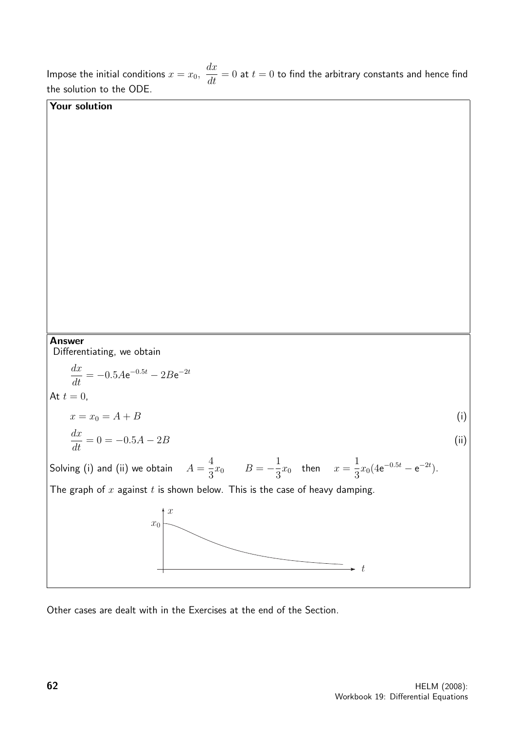Impose the initial conditions $x = x_0,\ \dfrac{dx}{dt} = 0$ at $t = 0$ to find the arbitrary constants and hence find the solution to the ODE.

**Your solution**

**Answer**

Differentiating, we obtain

$$\frac{dx}{dt} = -0.5A\mathrm{e}^{-0.5t} - 2B\mathrm{e}^{-2t}$$

At $t = 0$,

$$x = x_0 = A + B \qquad \text{(i)}$$

$$\frac{dx}{dt} = 0 = -0.5A - 2B \qquad \text{(ii)}$$

Solving (i) and (ii) we obtain $\quad A = \dfrac{4}{3}x_0 \qquad B = -\dfrac{1}{3}x_0 \quad$ then $\quad x = \dfrac{1}{3}x_0(4\mathrm{e}^{-0.5t} - \mathrm{e}^{-2t})$.

The graph of $x$ against $t$ is shown below. This is the case of heavy damping.

Other cases are dealt with in the Exercises at the end of the Section.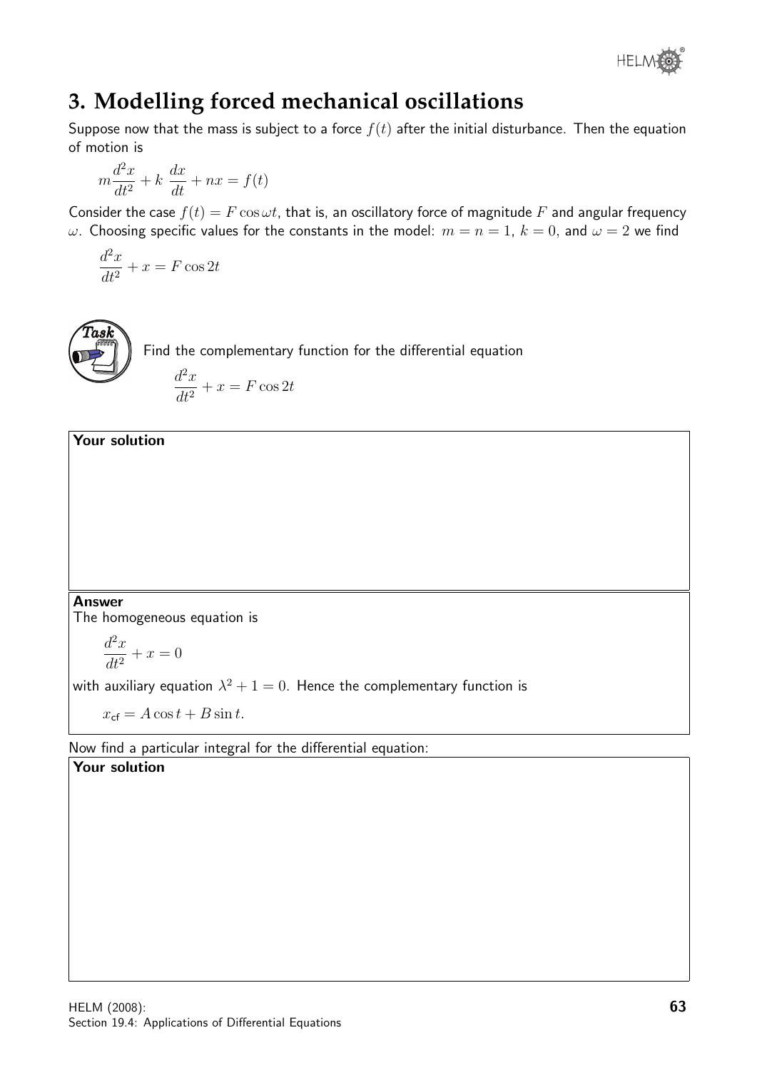## 3. Modelling forced mechanical oscillations

Suppose now that the mass is subject to a force $f(t)$ after the initial disturbance. Then the equation of motion is

$$m\frac{d^2x}{dt^2} + k\ \frac{dx}{dt} + nx = f(t)$$

Consider the case $f(t) = F\cos\omega t$, that is, an oscillatory force of magnitude $F$ and angular frequency $\omega$. Choosing specific values for the constants in the model: $m = n = 1$, $k = 0$, and $\omega = 2$ we find

$$\frac{d^2x}{dt^2} + x = F\cos 2t$$

**Task**

Find the complementary function for the differential equation

$$\frac{d^2x}{dt^2} + x = F\cos 2t$$

**Your solution**

**Answer**

The homogeneous equation is

$$\frac{d^2x}{dt^2} + x = 0$$

with auxiliary equation $\lambda^2 + 1 = 0$. Hence the complementary function is

$$x_{\mathsf{cf}} = A\cos t + B\sin t.$$

Now find a particular integral for the differential equation:

**Your solution**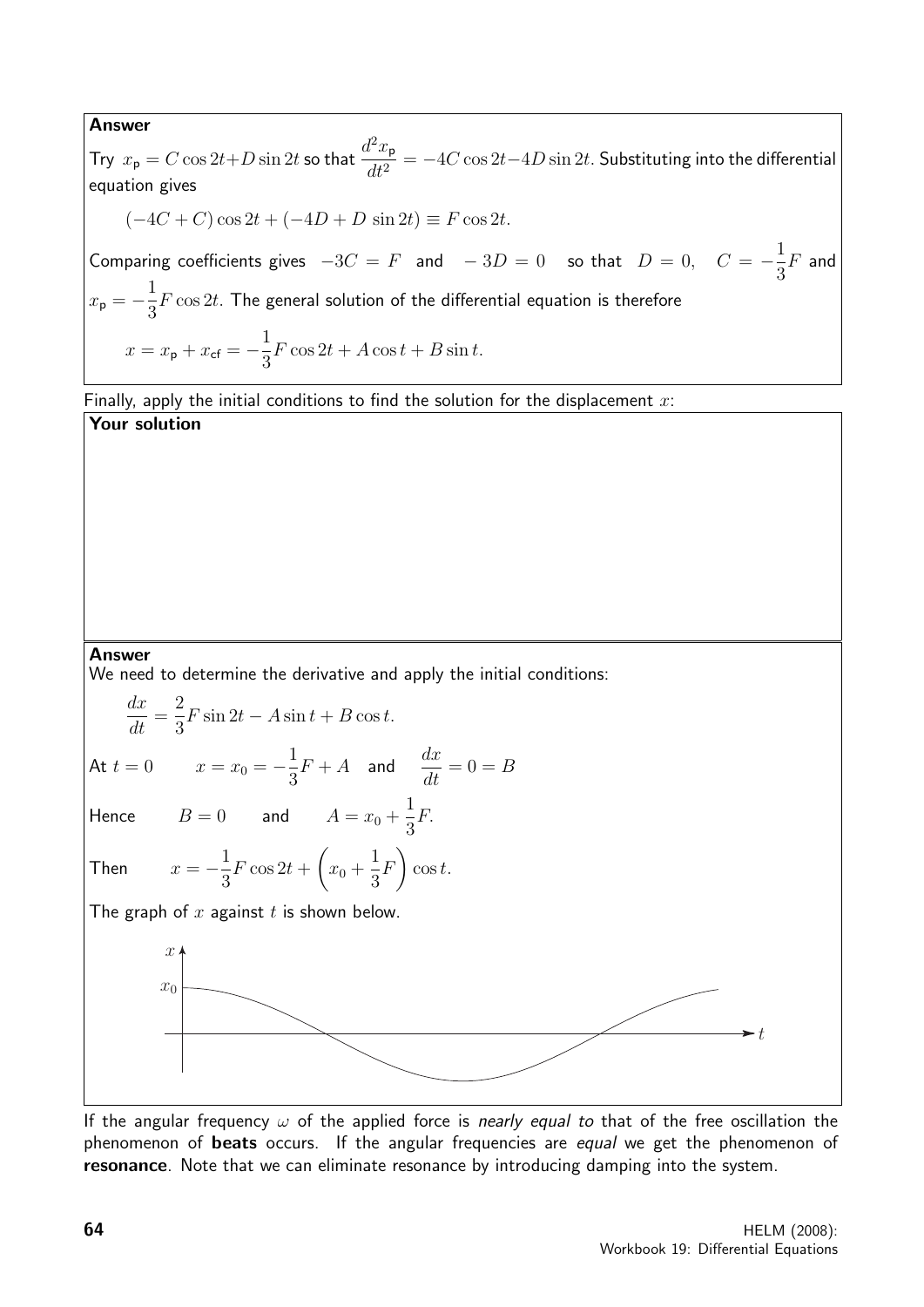**Answer**

Try $x_p = C\cos 2t + D\sin 2t$ so that $\dfrac{d^2x_p}{dt^2} = -4C\cos 2t - 4D\sin 2t$. Substituting into the differential equation gives

$$(-4C + C)\cos 2t + (-4D + D\,\sin 2t) \equiv F\cos 2t.$$

Comparing coefficients gives $-3C = F$ and $-3D = 0$ so that $D = 0$, $C = -\dfrac{1}{3}F$ and $x_p = -\dfrac{1}{3}F\cos 2t$. The general solution of the differential equation is therefore

$$x = x_p + x_{cf} = -\frac{1}{3}F\cos 2t + A\cos t + B\sin t.$$

Finally, apply the initial conditions to find the solution for the displacement $x$:

**Your solution**

**Answer**

We need to determine the derivative and apply the initial conditions:

$$\frac{dx}{dt} = \frac{2}{3}F\sin 2t - A\sin t + B\cos t.$$

At $t = 0$ $\quad x = x_0 = -\dfrac{1}{3}F + A$ and $\dfrac{dx}{dt} = 0 = B$

Hence $\quad B = 0$ and $A = x_0 + \dfrac{1}{3}F.$

Then $\quad x = -\dfrac{1}{3}F\cos 2t + \left(x_0 + \dfrac{1}{3}F\right)\cos t.$

The graph of $x$ against $t$ is shown below.

If the angular frequency $\omega$ of the applied force is *nearly equal to* that of the free oscillation the phenomenon of **beats** occurs. If the angular frequencies are *equal* we get the phenomenon of **resonance**. Note that we can eliminate resonance by introducing damping into the system.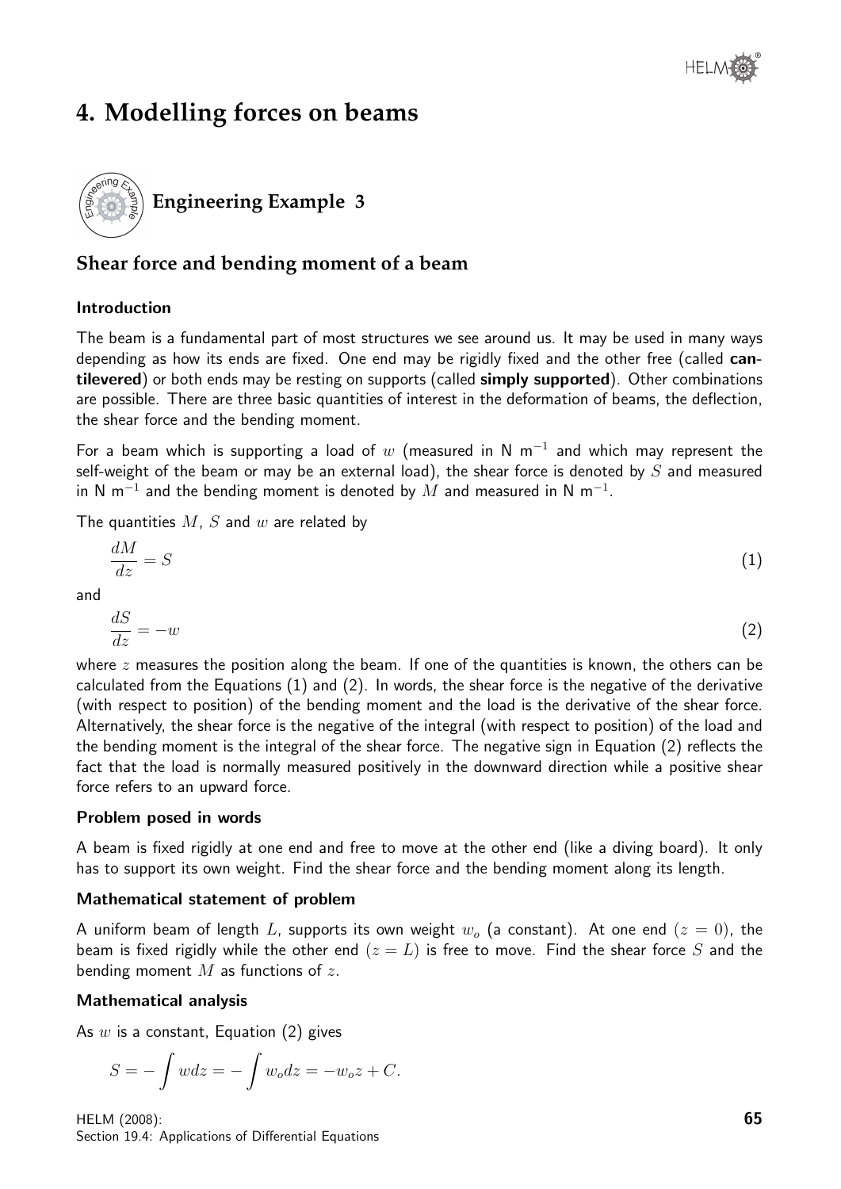# 4. Modelling forces on beams

## Engineering Example 3

### Shear force and bending moment of a beam

#### Introduction

The beam is a fundamental part of most structures we see around us. It may be used in many ways depending as how its ends are fixed. One end may be rigidly fixed and the other free (called **cantilevered**) or both ends may be resting on supports (called **simply supported**). Other combinations are possible. There are three basic quantities of interest in the deformation of beams, the deflection, the shear force and the bending moment.

For a beam which is supporting a load of $w$ (measured in N m$^{-1}$ and which may represent the self-weight of the beam or may be an external load), the shear force is denoted by $S$ and measured in N m$^{-1}$ and the bending moment is denoted by $M$ and measured in N m$^{-1}$.

The quantities $M$, $S$ and $w$ are related by

$$\frac{dM}{dz} = S \qquad (1)$$

and

$$\frac{dS}{dz} = -w \qquad (2)$$

where $z$ measures the position along the beam. If one of the quantities is known, the others can be calculated from the Equations (1) and (2). In words, the shear force is the negative of the derivative (with respect to position) of the bending moment and the load is the derivative of the shear force. Alternatively, the shear force is the negative of the integral (with respect to position) of the load and the bending moment is the integral of the shear force. The negative sign in Equation (2) reflects the fact that the load is normally measured positively in the downward direction while a positive shear force refers to an upward force.

#### Problem posed in words

A beam is fixed rigidly at one end and free to move at the other end (like a diving board). It only has to support its own weight. Find the shear force and the bending moment along its length.

#### Mathematical statement of problem

A uniform beam of length $L$, supports its own weight $w_o$ (a constant). At one end ($z = 0$), the beam is fixed rigidly while the other end ($z = L$) is free to move. Find the shear force $S$ and the bending moment $M$ as functions of $z$.

#### Mathematical analysis

As $w$ is a constant, Equation (2) gives

$$S = -\int w dz = -\int w_o dz = -w_o z + C.$$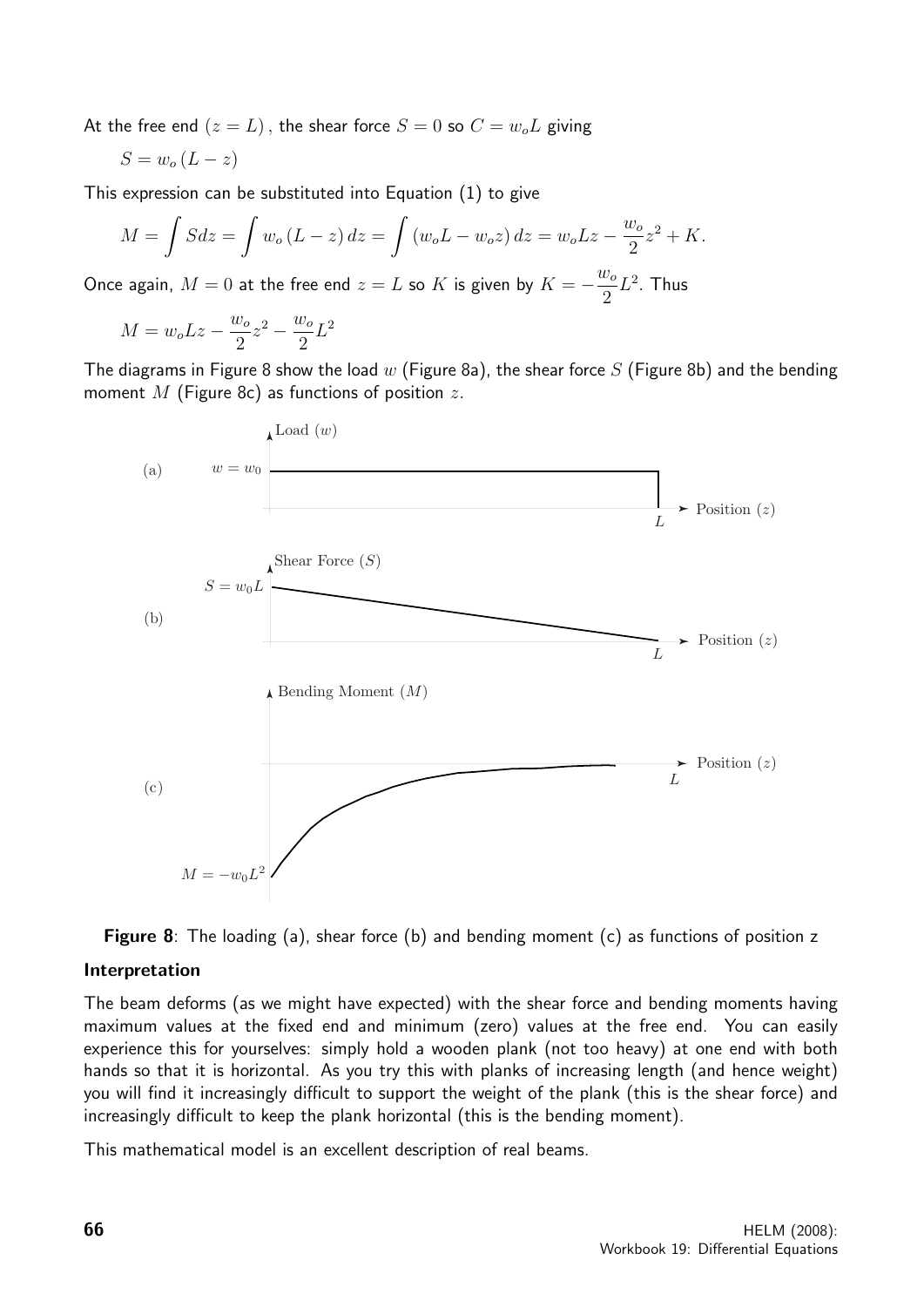At the free end $(z = L)$, the shear force $S = 0$ so $C = w_o L$ giving

$$S = w_o (L - z)$$

This expression can be substituted into Equation (1) to give

$$M = \int S dz = \int w_o (L - z) \, dz = \int (w_o L - w_o z) \, dz = w_o L z - \frac{w_o}{2} z^2 + K.$$

Once again, $M = 0$ at the free end $z = L$ so $K$ is given by $K = -\frac{w_o}{2} L^2$. Thus

$$M = w_o L z - \frac{w_o}{2} z^2 - \frac{w_o}{2} L^2$$

The diagrams in Figure 8 show the load $w$ (Figure 8a), the shear force $S$ (Figure 8b) and the bending moment $M$ (Figure 8c) as functions of position $z$.

(a) Load $(w)$: $w = w_0$; Position $(z)$; $L$

(b) Shear Force $(S)$: $S = w_0 L$; Position $(z)$; $L$

(c) Bending Moment $(M)$: $M = -w_0 L^2$; Position $(z)$; $L$

**Figure 8**: The loading (a), shear force (b) and bending moment (c) as functions of position z

**Interpretation**

The beam deforms (as we might have expected) with the shear force and bending moments having maximum values at the fixed end and minimum (zero) values at the free end. You can easily experience this for yourselves: simply hold a wooden plank (not too heavy) at one end with both hands so that it is horizontal. As you try this with planks of increasing length (and hence weight) you will find it increasingly difficult to support the weight of the plank (this is the shear force) and increasingly difficult to keep the plank horizontal (this is the bending moment).

This mathematical model is an excellent description of real beams.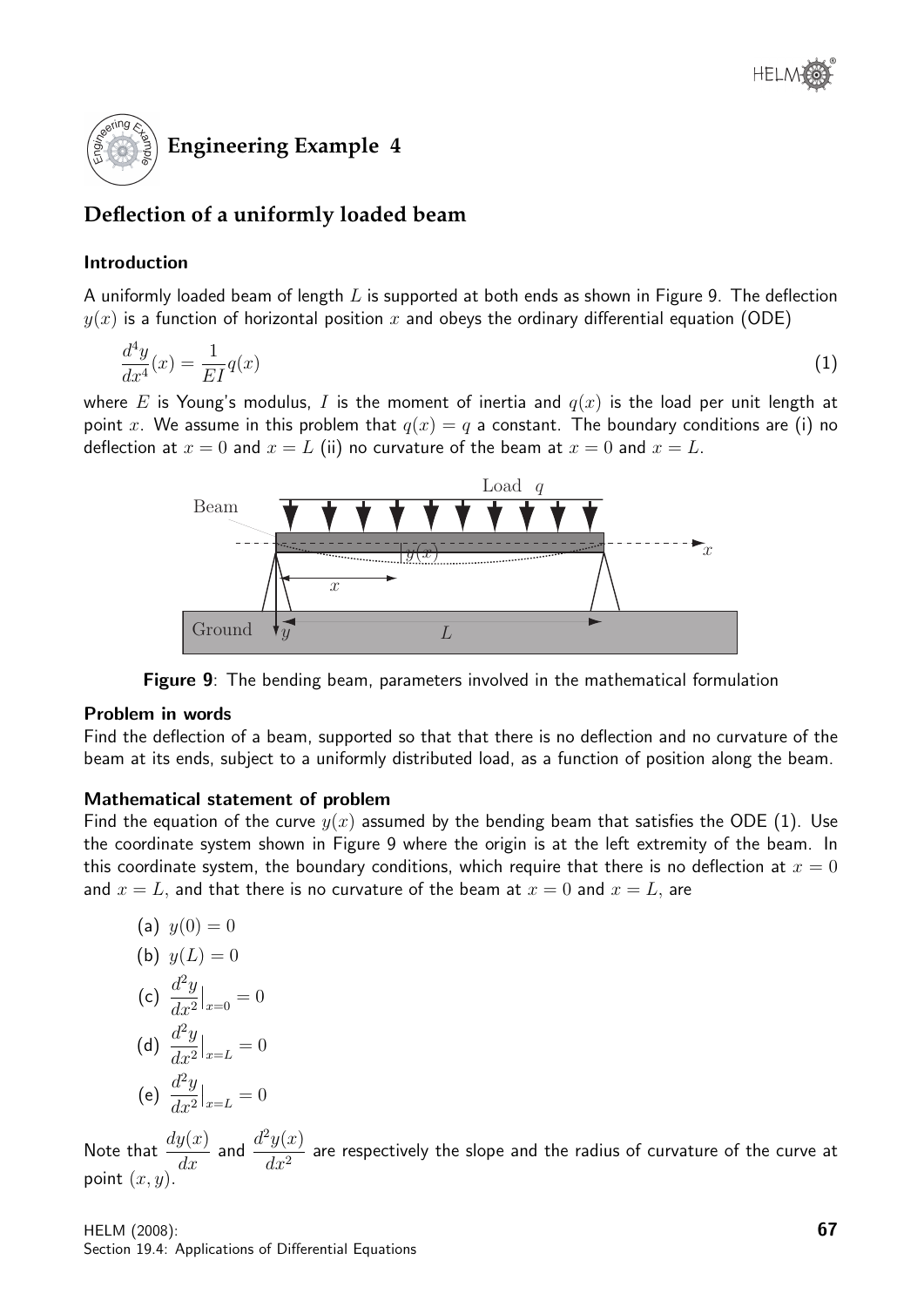## Engineering Example 4

# Deflection of a uniformly loaded beam

### Introduction

A uniformly loaded beam of length $L$ is supported at both ends as shown in Figure 9. The deflection $y(x)$ is a function of horizontal position $x$ and obeys the ordinary differential equation (ODE)

$$\frac{d^4y}{dx^4}(x) = \frac{1}{EI}q(x) \tag{1}$$

where $E$ is Young's modulus, $I$ is the moment of inertia and $q(x)$ is the load per unit length at point $x$. We assume in this problem that $q(x) = q$ a constant. The boundary conditions are (i) no deflection at $x = 0$ and $x = L$ (ii) no curvature of the beam at $x = 0$ and $x = L$.

**Figure 9**: The bending beam, parameters involved in the mathematical formulation

### Problem in words

Find the deflection of a beam, supported so that that there is no deflection and no curvature of the beam at its ends, subject to a uniformly distributed load, as a function of position along the beam.

### Mathematical statement of problem

Find the equation of the curve $y(x)$ assumed by the bending beam that satisfies the ODE (1). Use the coordinate system shown in Figure 9 where the origin is at the left extremity of the beam. In this coordinate system, the boundary conditions, which require that there is no deflection at $x = 0$ and $x = L$, and that there is no curvature of the beam at $x = 0$ and $x = L$, are

(a) $y(0) = 0$

(b) $y(L) = 0$

(c) $\frac{d^2y}{dx^2}\big|_{x=0} = 0$

(d) $\frac{d^2y}{dx^2}\big|_{x=L} = 0$

(e) $\frac{d^2y}{dx^2}\big|_{x=L} = 0$

Note that $\frac{dy(x)}{dx}$ and $\frac{d^2y(x)}{dx^2}$ are respectively the slope and the radius of curvature of the curve at point $(x, y)$.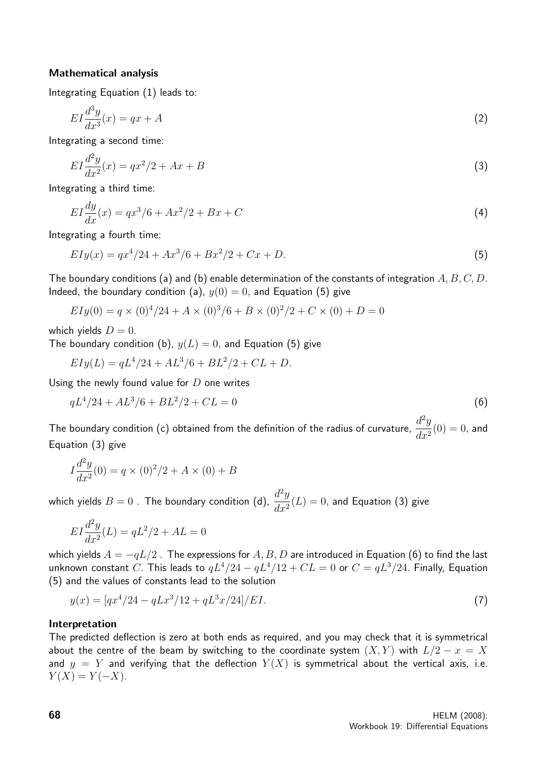### Mathematical analysis

Integrating Equation (1) leads to:

$$EI\frac{d^3y}{dx^3}(x) = qx + A \tag{2}$$

Integrating a second time:

$$EI\frac{d^2y}{dx^2}(x) = qx^2/2 + Ax + B \tag{3}$$

Integrating a third time:

$$EI\frac{dy}{dx}(x) = qx^3/6 + Ax^2/2 + Bx + C \tag{4}$$

Integrating a fourth time:

$$EIy(x) = qx^4/24 + Ax^3/6 + Bx^2/2 + Cx + D. \tag{5}$$

The boundary conditions (a) and (b) enable determination of the constants of integration $A, B, C, D$. Indeed, the boundary condition (a), $y(0) = 0$, and Equation (5) give

$$EIy(0) = q \times (0)^4/24 + A \times (0)^3/6 + B \times (0)^2/2 + C \times (0) + D = 0$$

which yields $D = 0$.

The boundary condition (b), $y(L) = 0$, and Equation (5) give

$$EIy(L) = qL^4/24 + AL^3/6 + BL^2/2 + CL + D.$$

Using the newly found value for $D$ one writes

$$qL^4/24 + AL^3/6 + BL^2/2 + CL = 0 \tag{6}$$

The boundary condition (c) obtained from the definition of the radius of curvature, $\dfrac{d^2y}{dx^2}(0) = 0$, and Equation (3) give

$$I\frac{d^2y}{dx^2}(0) = q \times (0)^2/2 + A \times (0) + B$$

which yields $B = 0$ . The boundary condition (d), $\dfrac{d^2y}{dx^2}(L) = 0$, and Equation (3) give

$$EI\frac{d^2y}{dx^2}(L) = qL^2/2 + AL = 0$$

which yields $A = -qL/2$ . The expressions for $A, B, D$ are introduced in Equation (6) to find the last unknown constant $C$. This leads to $qL^4/24 - qL^4/12 + CL = 0$ or $C = qL^3/24$. Finally, Equation (5) and the values of constants lead to the solution

$$y(x) = [qx^4/24 - qLx^3/12 + qL^3x/24]/EI. \tag{7}$$

### Interpretation

The predicted deflection is zero at both ends as required, and you may check that it is symmetrical about the centre of the beam by switching to the coordinate system $(X, Y)$ with $L/2 - x = X$ and $y = Y$ and verifying that the deflection $Y(X)$ is symmetrical about the vertical axis, i.e. $Y(X) = Y(-X)$.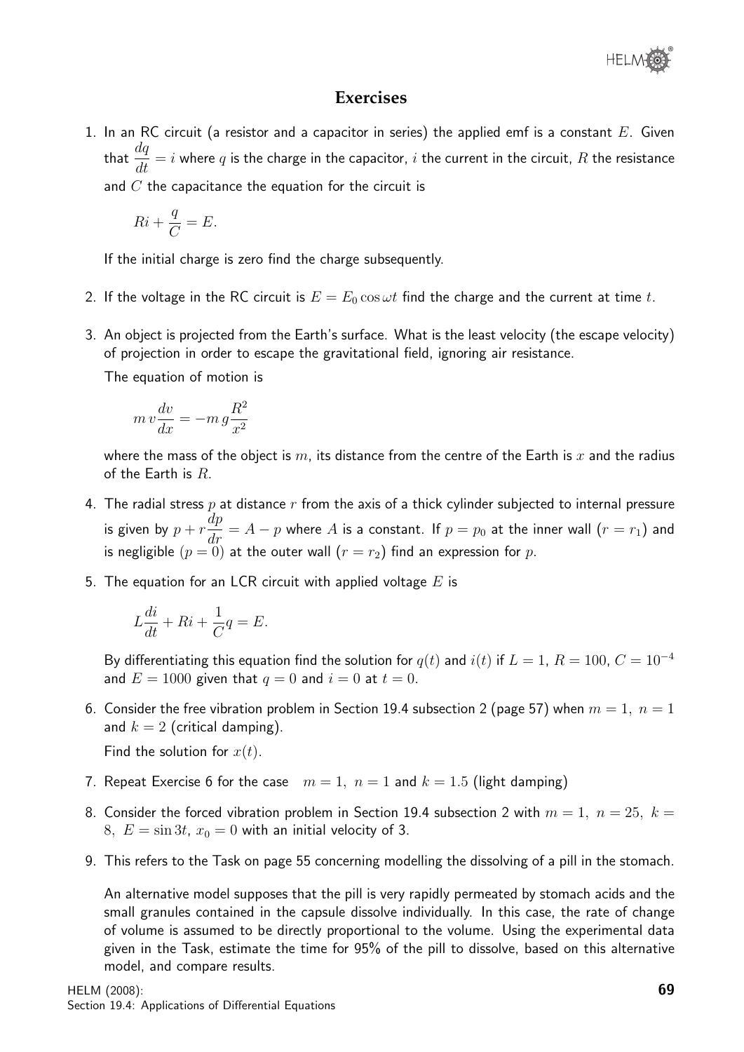# Exercises

1. In an RC circuit (a resistor and a capacitor in series) the applied emf is a constant $E$. Given that $\dfrac{dq}{dt} = i$ where $q$ is the charge in the capacitor, $i$ the current in the circuit, $R$ the resistance and $C$ the capacitance the equation for the circuit is

$$Ri + \frac{q}{C} = E.$$

If the initial charge is zero find the charge subsequently.

2. If the voltage in the RC circuit is $E = E_0 \cos \omega t$ find the charge and the current at time $t$.

3. An object is projected from the Earth's surface. What is the least velocity (the escape velocity) of projection in order to escape the gravitational field, ignoring air resistance.

The equation of motion is

$$m\,v\frac{dv}{dx} = -m\,g\frac{R^2}{x^2}$$

where the mass of the object is $m$, its distance from the centre of the Earth is $x$ and the radius of the Earth is $R$.

4. The radial stress $p$ at distance $r$ from the axis of a thick cylinder subjected to internal pressure is given by $p + r\dfrac{dp}{dr} = A - p$ where $A$ is a constant. If $p = p_0$ at the inner wall ($r = r_1$) and is negligible ($p = 0$) at the outer wall ($r = r_2$) find an expression for $p$.

5. The equation for an LCR circuit with applied voltage $E$ is

$$L\frac{di}{dt} + Ri + \frac{1}{C}q = E.$$

By differentiating this equation find the solution for $q(t)$ and $i(t)$ if $L = 1$, $R = 100$, $C = 10^{-4}$ and $E = 1000$ given that $q = 0$ and $i = 0$ at $t = 0$.

6. Consider the free vibration problem in Section 19.4 subsection 2 (page 57) when $m = 1,\ n = 1$ and $k = 2$ (critical damping).

Find the solution for $x(t)$.

7. Repeat Exercise 6 for the case $m = 1,\ n = 1$ and $k = 1.5$ (light damping)

8. Consider the forced vibration problem in Section 19.4 subsection 2 with $m = 1,\ n = 25,\ k = 8,\ E = \sin 3t,\ x_0 = 0$ with an initial velocity of 3.

9. This refers to the Task on page 55 concerning modelling the dissolving of a pill in the stomach.

An alternative model supposes that the pill is very rapidly permeated by stomach acids and the small granules contained in the capsule dissolve individually. In this case, the rate of change of volume is assumed to be directly proportional to the volume. Using the experimental data given in the Task, estimate the time for 95% of the pill to dissolve, based on this alternative model, and compare results.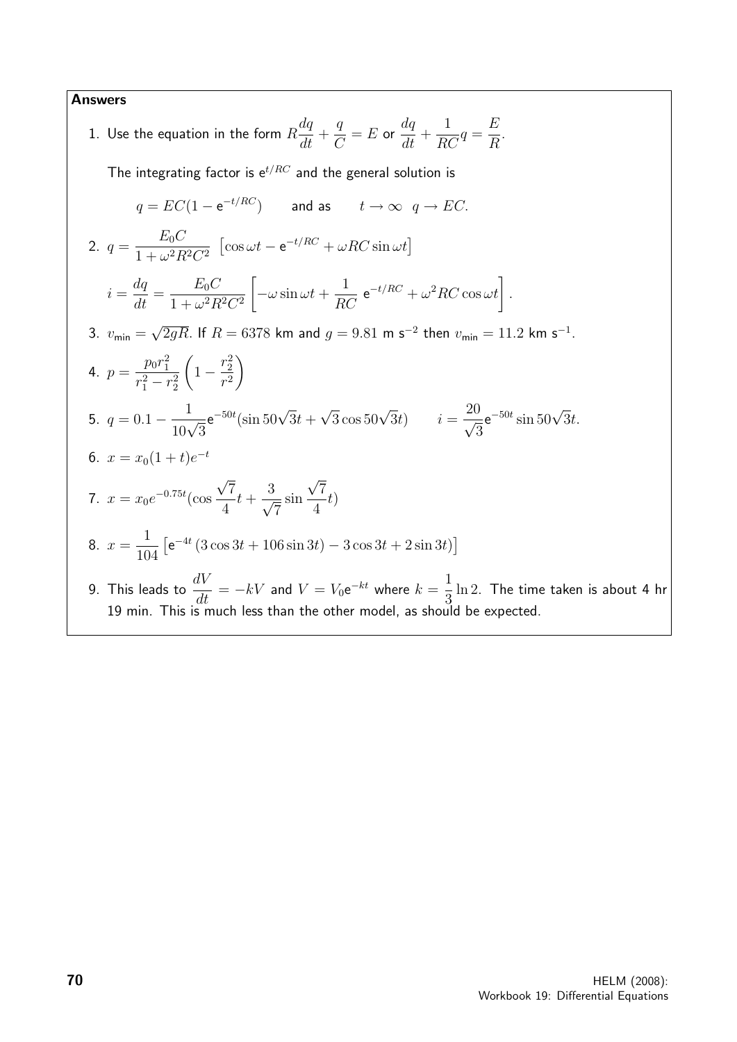**Answers**

1. Use the equation in the form $R\dfrac{dq}{dt} + \dfrac{q}{C} = E$ or $\dfrac{dq}{dt} + \dfrac{1}{RC}q = \dfrac{E}{R}$.

   The integrating factor is $\mathrm{e}^{t/RC}$ and the general solution is

   $$q = EC(1 - \mathrm{e}^{-t/RC}) \qquad \text{and as} \qquad t \to \infty \;\; q \to EC.$$

2. $q = \dfrac{E_0 C}{1 + \omega^2 R^2 C^2}\;\left[\cos\omega t - \mathrm{e}^{-t/RC} + \omega RC \sin\omega t\right]$

   $$i = \frac{dq}{dt} = \frac{E_0 C}{1 + \omega^2 R^2 C^2}\left[-\omega \sin\omega t + \frac{1}{RC}\;\mathrm{e}^{-t/RC} + \omega^2 RC \cos\omega t\right].$$

3. $v_{\mathsf{min}} = \sqrt{2gR}$. If $R = 6378$ km and $g = 9.81$ m s$^{-2}$ then $v_{\mathsf{min}} = 11.2$ km s$^{-1}$.

4. $p = \dfrac{p_0 r_1^2}{r_1^2 - r_2^2}\left(1 - \dfrac{r_2^2}{r^2}\right)$

5. $q = 0.1 - \dfrac{1}{10\sqrt{3}}\mathrm{e}^{-50t}(\sin 50\sqrt{3}t + \sqrt{3}\cos 50\sqrt{3}t) \qquad i = \dfrac{20}{\sqrt{3}}\mathrm{e}^{-50t}\sin 50\sqrt{3}t.$

6. $x = x_0(1 + t)e^{-t}$

7. $x = x_0 e^{-0.75t}(\cos\dfrac{\sqrt{7}}{4}t + \dfrac{3}{\sqrt{7}}\sin\dfrac{\sqrt{7}}{4}t)$

8. $x = \dfrac{1}{104}\left[\mathrm{e}^{-4t}\left(3\cos 3t + 106\sin 3t\right) - 3\cos 3t + 2\sin 3t\right)\right]$

9. This leads to $\dfrac{dV}{dt} = -kV$ and $V = V_0\mathrm{e}^{-kt}$ where $k = \dfrac{1}{3}\ln 2$. The time taken is about 4 hr 19 min. This is much less than the other model, as should be expected.